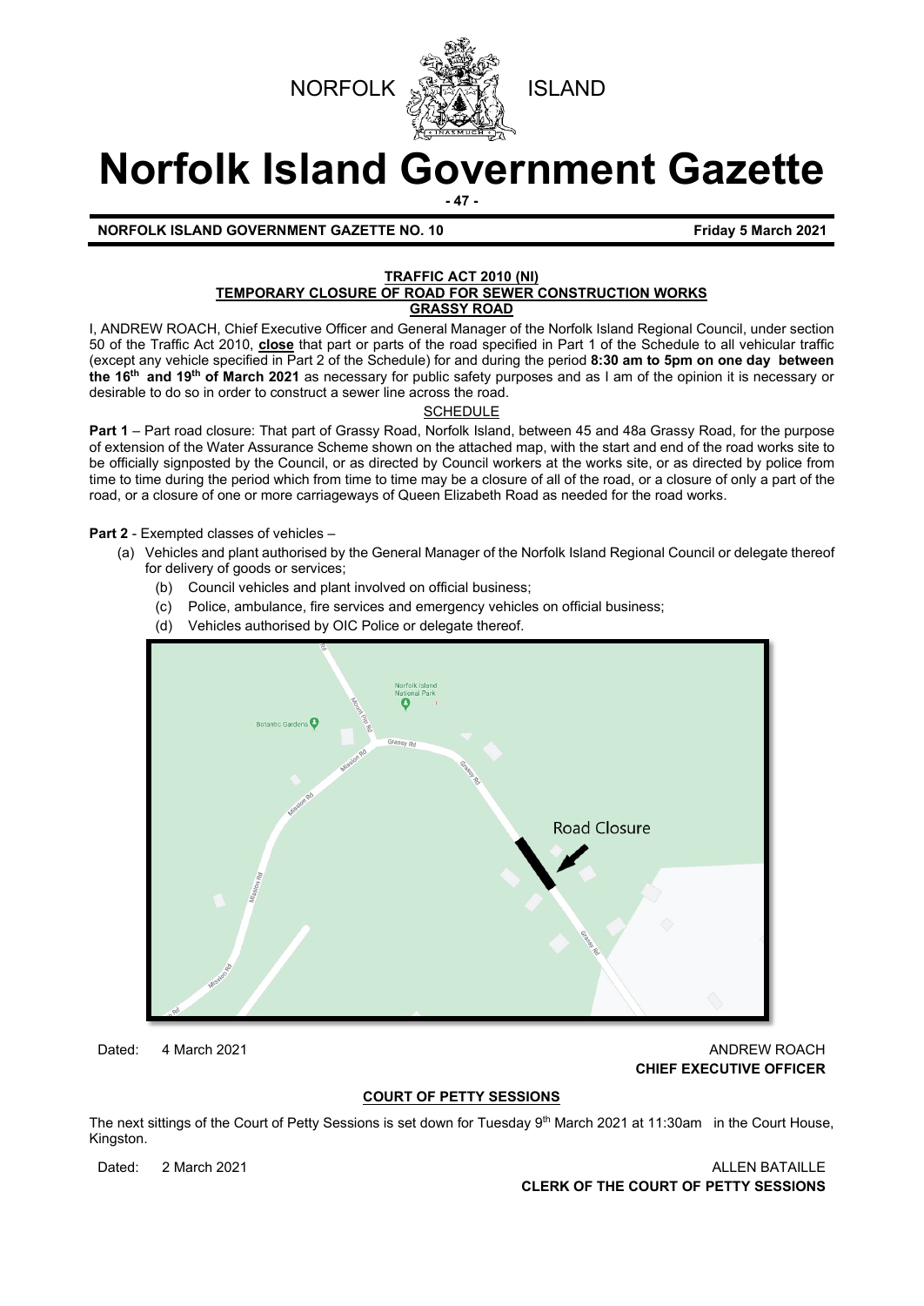NORFOLK ISLAND

# Norfolk Island Government Gazette

**NORFOLK ISLAND GOVERNMENT GAZETTE NO. 10** **Friday 5 March 2021**

**TRAFFIC ACT 2010 (NI)**
**TEMPORARY CLOSURE OF ROAD FOR SEWER CONSTRUCTION WORKS**
**GRASSY ROAD**

I, ANDREW ROACH, Chief Executive Officer and General Manager of the Norfolk Island Regional Council, under section 50 of the Traffic Act 2010, **close** that part or parts of the road specified in Part 1 of the Schedule to all vehicular traffic (except any vehicle specified in Part 2 of the Schedule) for and during the period **8:30 am to 5pm on one day between the 16th and 19th of March 2021** as necessary for public safety purposes and as I am of the opinion it is necessary or desirable to do so in order to construct a sewer line across the road.

SCHEDULE

**Part 1** – Part road closure: That part of Grassy Road, Norfolk Island, between 45 and 48a Grassy Road, for the purpose of extension of the Water Assurance Scheme shown on the attached map, with the start and end of the road works site to be officially signposted by the Council, or as directed by Council workers at the works site, or as directed by police from time to time during the period which from time to time may be a closure of all of the road, or a closure of only a part of the road, or a closure of one or more carriageways of Queen Elizabeth Road as needed for the road works.

**Part 2** - Exempted classes of vehicles –

(a) Vehicles and plant authorised by the General Manager of the Norfolk Island Regional Council or delegate thereof for delivery of goods or services;

(b) Council vehicles and plant involved on official business;

(c) Police, ambulance, fire services and emergency vehicles on official business;

(d) Vehicles authorised by OIC Police or delegate thereof.

Norfolk Island National Park
Botanic Gardens
Mount Pitt Rd
Grassy Rd
Mission Rd
Road Closure

Dated: 4 March 2021

ANDREW ROACH
**CHIEF EXECUTIVE OFFICER**

**COURT OF PETTY SESSIONS**

The next sittings of the Court of Petty Sessions is set down for Tuesday 9th March 2021 at 11:30am in the Court House, Kingston.

Dated: 2 March 2021

ALLEN BATAILLE
**CLERK OF THE COURT OF PETTY SESSIONS**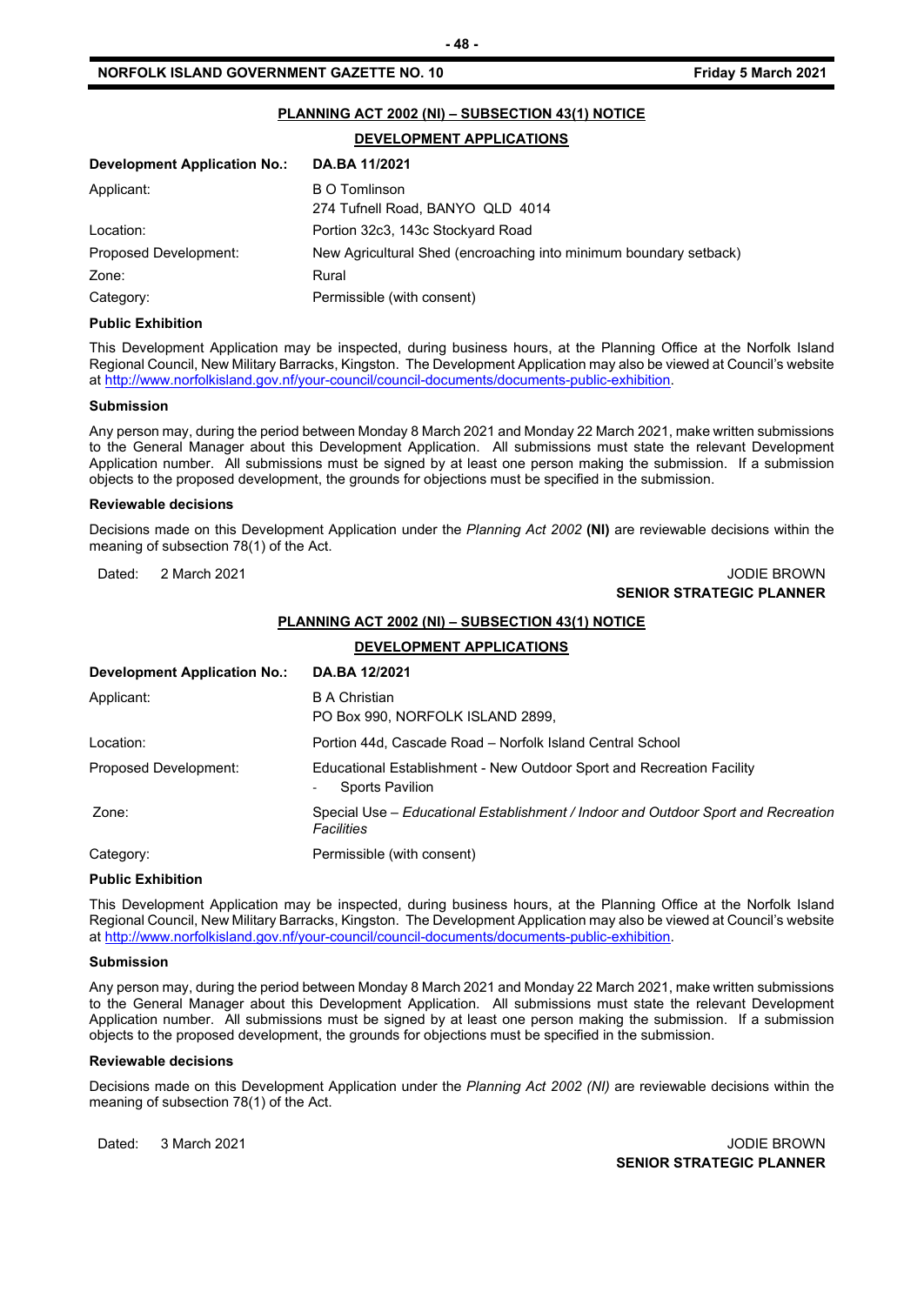## PLANNING ACT 2002 (NI) – SUBSECTION 43(1) NOTICE

### DEVELOPMENT APPLICATIONS

| | |
|---|---|
| **Development Application No.:** | **DA.BA 11/2021** |
| Applicant: | B O Tomlinson<br>274 Tufnell Road, BANYO QLD 4014 |
| Location: | Portion 32c3, 143c Stockyard Road |
| Proposed Development: | New Agricultural Shed (encroaching into minimum boundary setback) |
| Zone: | Rural |
| Category: | Permissible (with consent) |

**Public Exhibition**

This Development Application may be inspected, during business hours, at the Planning Office at the Norfolk Island Regional Council, New Military Barracks, Kingston. The Development Application may also be viewed at Council's website at http://www.norfolkisland.gov.nf/your-council/council-documents/documents-public-exhibition.

**Submission**

Any person may, during the period between Monday 8 March 2021 and Monday 22 March 2021, make written submissions to the General Manager about this Development Application. All submissions must state the relevant Development Application number. All submissions must be signed by at least one person making the submission. If a submission objects to the proposed development, the grounds for objections must be specified in the submission.

**Reviewable decisions**

Decisions made on this Development Application under the *Planning Act 2002* **(NI)** are reviewable decisions within the meaning of subsection 78(1) of the Act.

Dated: 2 March 2021

JODIE BROWN
**SENIOR STRATEGIC PLANNER**

## PLANNING ACT 2002 (NI) – SUBSECTION 43(1) NOTICE

### DEVELOPMENT APPLICATIONS

| | |
|---|---|
| **Development Application No.:** | **DA.BA 12/2021** |
| Applicant: | B A Christian<br>PO Box 990, NORFOLK ISLAND 2899, |
| Location: | Portion 44d, Cascade Road – Norfolk Island Central School |
| Proposed Development: | Educational Establishment - New Outdoor Sport and Recreation Facility<br>- Sports Pavilion |
| Zone: | Special Use – *Educational Establishment / Indoor and Outdoor Sport and Recreation Facilities* |
| Category: | Permissible (with consent) |

**Public Exhibition**

This Development Application may be inspected, during business hours, at the Planning Office at the Norfolk Island Regional Council, New Military Barracks, Kingston. The Development Application may also be viewed at Council's website at http://www.norfolkisland.gov.nf/your-council/council-documents/documents-public-exhibition.

**Submission**

Any person may, during the period between Monday 8 March 2021 and Monday 22 March 2021, make written submissions to the General Manager about this Development Application. All submissions must state the relevant Development Application number. All submissions must be signed by at least one person making the submission. If a submission objects to the proposed development, the grounds for objections must be specified in the submission.

**Reviewable decisions**

Decisions made on this Development Application under the *Planning Act 2002 (NI)* are reviewable decisions within the meaning of subsection 78(1) of the Act.

Dated: 3 March 2021

JODIE BROWN
**SENIOR STRATEGIC PLANNER**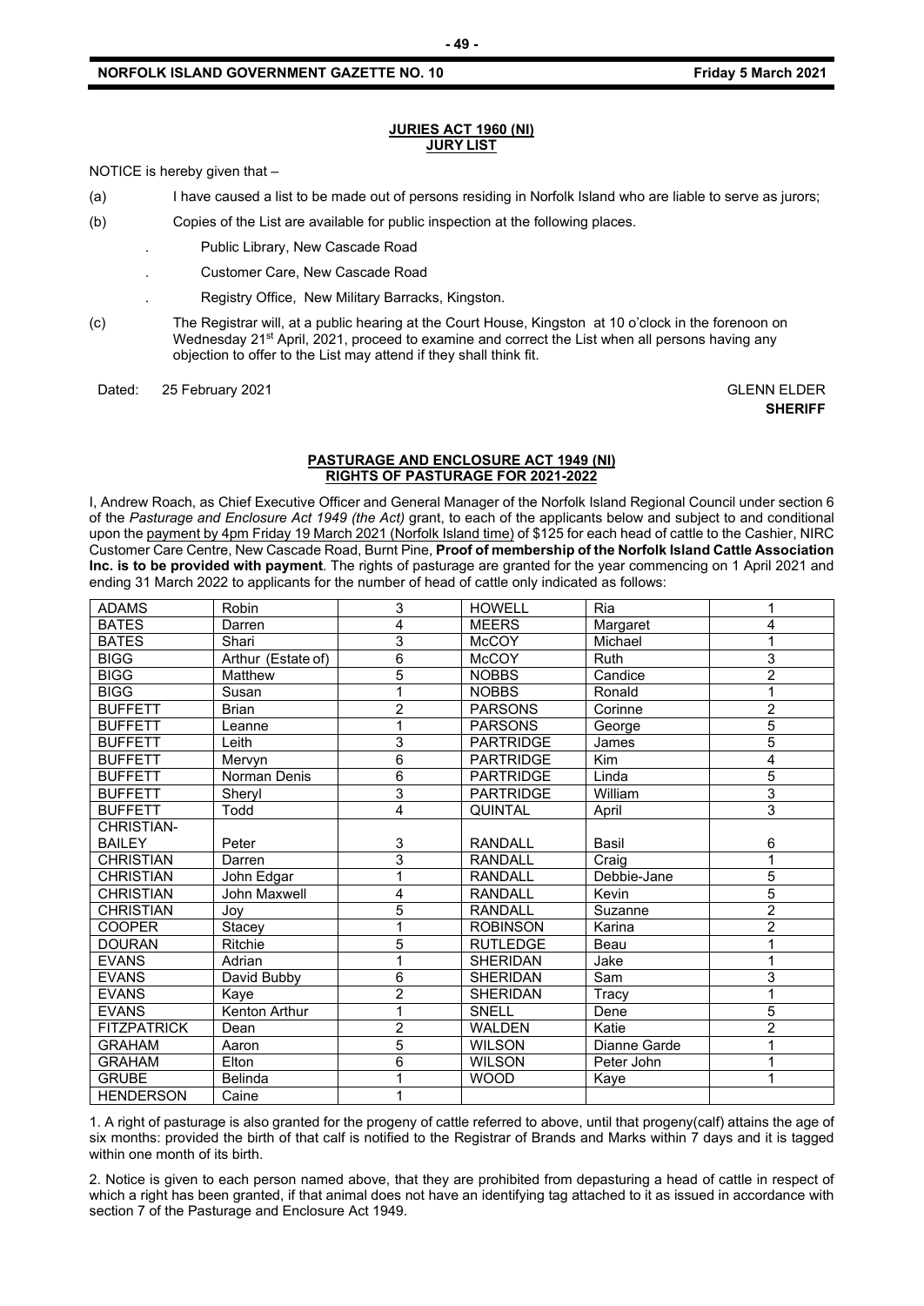### JURIES ACT 1960 (NI)
### JURY LIST

NOTICE is hereby given that –

(a) I have caused a list to be made out of persons residing in Norfolk Island who are liable to serve as jurors;

(b) Copies of the List are available for public inspection at the following places.

- Public Library, New Cascade Road
- Customer Care, New Cascade Road
- Registry Office, New Military Barracks, Kingston.

(c) The Registrar will, at a public hearing at the Court House, Kingston at 10 o'clock in the forenoon on Wednesday 21st April, 2021, proceed to examine and correct the List when all persons having any objection to offer to the List may attend if they shall think fit.

Dated: 25 February 2021

GLENN ELDER
**SHERIFF**

### PASTURAGE AND ENCLOSURE ACT 1949 (NI)
### RIGHTS OF PASTURAGE FOR 2021-2022

I, Andrew Roach, as Chief Executive Officer and General Manager of the Norfolk Island Regional Council under section 6 of the *Pasturage and Enclosure Act 1949 (the Act)* grant, to each of the applicants below and subject to and conditional upon the payment by 4pm Friday 19 March 2021 (Norfolk Island time) of $125 for each head of cattle to the Cashier, NIRC Customer Care Centre, New Cascade Road, Burnt Pine, **Proof of membership of the Norfolk Island Cattle Association Inc. is to be provided with payment**. The rights of pasturage are granted for the year commencing on 1 April 2021 and ending 31 March 2022 to applicants for the number of head of cattle only indicated as follows:

| | | | | | |
|---|---|---|---|---|---|
| ADAMS | Robin | 3 | HOWELL | Ria | 1 |
| BATES | Darren | 4 | MEERS | Margaret | 4 |
| BATES | Shari | 3 | McCOY | Michael | 1 |
| BIGG | Arthur (Estate of) | 6 | McCOY | Ruth | 3 |
| BIGG | Matthew | 5 | NOBBS | Candice | 2 |
| BIGG | Susan | 1 | NOBBS | Ronald | 1 |
| BUFFETT | Brian | 2 | PARSONS | Corinne | 2 |
| BUFFETT | Leanne | 1 | PARSONS | George | 5 |
| BUFFETT | Leith | 3 | PARTRIDGE | James | 5 |
| BUFFETT | Mervyn | 6 | PARTRIDGE | Kim | 4 |
| BUFFETT | Norman Denis | 6 | PARTRIDGE | Linda | 5 |
| BUFFETT | Sheryl | 3 | PARTRIDGE | William | 3 |
| BUFFETT | Todd | 4 | QUINTAL | April | 3 |
| CHRISTIAN-BAILEY | Peter | 3 | RANDALL | Basil | 6 |
| CHRISTIAN | Darren | 3 | RANDALL | Craig | 1 |
| CHRISTIAN | John Edgar | 1 | RANDALL | Debbie-Jane | 5 |
| CHRISTIAN | John Maxwell | 4 | RANDALL | Kevin | 5 |
| CHRISTIAN | Joy | 5 | RANDALL | Suzanne | 2 |
| COOPER | Stacey | 1 | ROBINSON | Karina | 2 |
| DOURAN | Ritchie | 5 | RUTLEDGE | Beau | 1 |
| EVANS | Adrian | 1 | SHERIDAN | Jake | 1 |
| EVANS | David Bubby | 6 | SHERIDAN | Sam | 3 |
| EVANS | Kaye | 2 | SHERIDAN | Tracy | 1 |
| EVANS | Kenton Arthur | 1 | SNELL | Dene | 5 |
| FITZPATRICK | Dean | 2 | WALDEN | Katie | 2 |
| GRAHAM | Aaron | 5 | WILSON | Dianne Garde | 1 |
| GRAHAM | Elton | 6 | WILSON | Peter John | 1 |
| GRUBE | Belinda | 1 | WOOD | Kaye | 1 |
| HENDERSON | Caine | 1 | | | |

1. A right of pasturage is also granted for the progeny of cattle referred to above, until that progeny(calf) attains the age of six months: provided the birth of that calf is notified to the Registrar of Brands and Marks within 7 days and it is tagged within one month of its birth.

2. Notice is given to each person named above, that they are prohibited from depasturing a head of cattle in respect of which a right has been granted, if that animal does not have an identifying tag attached to it as issued in accordance with section 7 of the Pasturage and Enclosure Act 1949.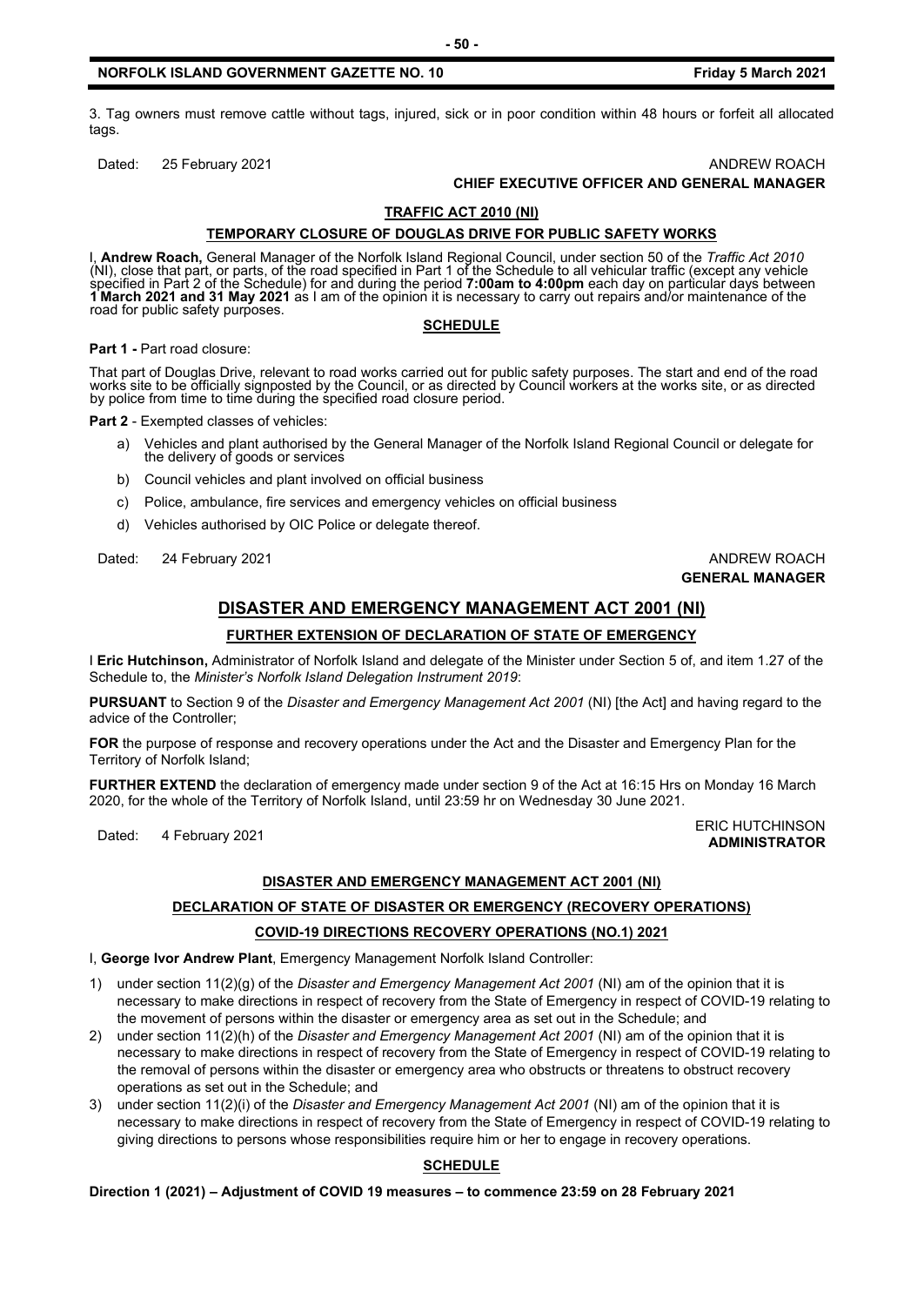3. Tag owners must remove cattle without tags, injured, sick or in poor condition within 48 hours or forfeit all allocated tags.

Dated: 25 February 2021

ANDREW ROACH
**CHIEF EXECUTIVE OFFICER AND GENERAL MANAGER**

**TRAFFIC ACT 2010 (NI)**

**TEMPORARY CLOSURE OF DOUGLAS DRIVE FOR PUBLIC SAFETY WORKS**

I, **Andrew Roach,** General Manager of the Norfolk Island Regional Council, under section 50 of the *Traffic Act 2010* (NI), close that part, or parts, of the road specified in Part 1 of the Schedule to all vehicular traffic (except any vehicle specified in Part 2 of the Schedule) for and during the period **7:00am to 4:00pm** each day on particular days between **1 March 2021 and 31 May 2021** as I am of the opinion it is necessary to carry out repairs and/or maintenance of the road for public safety purposes.

**SCHEDULE**

**Part 1 -** Part road closure:

That part of Douglas Drive, relevant to road works carried out for public safety purposes. The start and end of the road works site to be officially signposted by the Council, or as directed by Council workers at the works site, or as directed by police from time to time during the specified road closure period.

**Part 2** - Exempted classes of vehicles:

a) Vehicles and plant authorised by the General Manager of the Norfolk Island Regional Council or delegate for the delivery of goods or services
b) Council vehicles and plant involved on official business
c) Police, ambulance, fire services and emergency vehicles on official business
d) Vehicles authorised by OIC Police or delegate thereof.

Dated: 24 February 2021

ANDREW ROACH
**GENERAL MANAGER**

## DISASTER AND EMERGENCY MANAGEMENT ACT 2001 (NI)

**FURTHER EXTENSION OF DECLARATION OF STATE OF EMERGENCY**

I **Eric Hutchinson,** Administrator of Norfolk Island and delegate of the Minister under Section 5 of, and item 1.27 of the Schedule to, the *Minister's Norfolk Island Delegation Instrument 2019*:

**PURSUANT** to Section 9 of the *Disaster and Emergency Management Act 2001* (NI) [the Act] and having regard to the advice of the Controller;

**FOR** the purpose of response and recovery operations under the Act and the Disaster and Emergency Plan for the Territory of Norfolk Island;

**FURTHER EXTEND** the declaration of emergency made under section 9 of the Act at 16:15 Hrs on Monday 16 March 2020, for the whole of the Territory of Norfolk Island, until 23:59 hr on Wednesday 30 June 2021.

Dated: 4 February 2021

ERIC HUTCHINSON
**ADMINISTRATOR**

**DISASTER AND EMERGENCY MANAGEMENT ACT 2001 (NI)**

**DECLARATION OF STATE OF DISASTER OR EMERGENCY (RECOVERY OPERATIONS)**

**COVID-19 DIRECTIONS RECOVERY OPERATIONS (NO.1) 2021**

I, **George Ivor Andrew Plant**, Emergency Management Norfolk Island Controller:

1) under section 11(2)(g) of the *Disaster and Emergency Management Act 2001* (NI) am of the opinion that it is necessary to make directions in respect of recovery from the State of Emergency in respect of COVID-19 relating to the movement of persons within the disaster or emergency area as set out in the Schedule; and
2) under section 11(2)(h) of the *Disaster and Emergency Management Act 2001* (NI) am of the opinion that it is necessary to make directions in respect of recovery from the State of Emergency in respect of COVID-19 relating to the removal of persons within the disaster or emergency area who obstructs or threatens to obstruct recovery operations as set out in the Schedule; and
3) under section 11(2)(i) of the *Disaster and Emergency Management Act 2001* (NI) am of the opinion that it is necessary to make directions in respect of recovery from the State of Emergency in respect of COVID-19 relating to giving directions to persons whose responsibilities require him or her to engage in recovery operations.

**SCHEDULE**

**Direction 1 (2021) – Adjustment of COVID 19 measures – to commence 23:59 on 28 February 2021**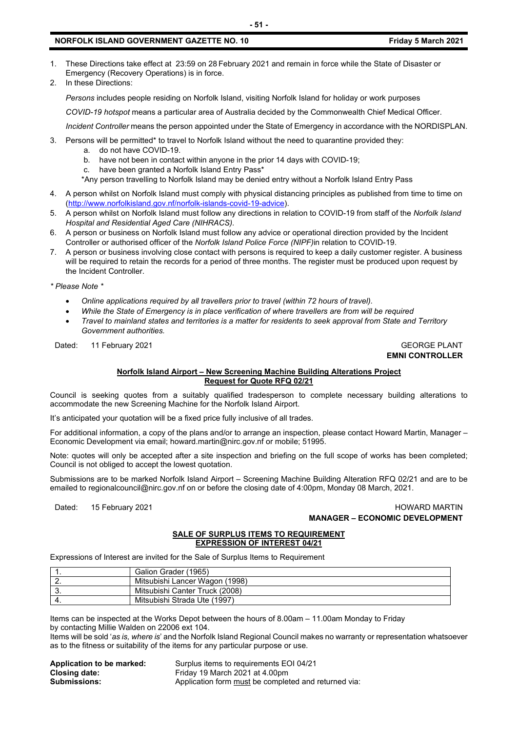1. These Directions take effect at 23:59 on 28 February 2021 and remain in force while the State of Disaster or Emergency (Recovery Operations) is in force.
2. In these Directions:

   *Persons* includes people residing on Norfolk Island, visiting Norfolk Island for holiday or work purposes

   *COVID-19 hotspot* means a particular area of Australia decided by the Commonwealth Chief Medical Officer.

   *Incident Controller* means the person appointed under the State of Emergency in accordance with the NORDISPLAN.

3. Persons will be permitted* to travel to Norfolk Island without the need to quarantine provided they:
   a. do not have COVID-19.
   b. have not been in contact within anyone in the prior 14 days with COVID-19;
   c. have been granted a Norfolk Island Entry Pass*

   *Any person travelling to Norfolk Island may be denied entry without a Norfolk Island Entry Pass

4. A person whilst on Norfolk Island must comply with physical distancing principles as published from time to time on (http://www.norfolkisland.gov.nf/norfolk-islands-covid-19-advice).
5. A person whilst on Norfolk Island must follow any directions in relation to COVID-19 from staff of the *Norfolk Island Hospital and Residential Aged Care (NIHRACS).*
6. A person or business on Norfolk Island must follow any advice or operational direction provided by the Incident Controller or authorised officer of the *Norfolk Island Police Force (NIPF)*in relation to COVID-19.
7. A person or business involving close contact with persons is required to keep a daily customer register. A business will be required to retain the records for a period of three months. The register must be produced upon request by the Incident Controller.

*\* Please Note \**

- *Online applications required by all travellers prior to travel (within 72 hours of travel).*
- *While the State of Emergency is in place verification of where travellers are from will be required*
- *Travel to mainland states and territories is a matter for residents to seek approval from State and Territory Government authorities.*

Dated: 11 February 2021

GEORGE PLANT
**EMNI CONTROLLER**

**Norfolk Island Airport – New Screening Machine Building Alterations Project**
**Request for Quote RFQ 02/21**

Council is seeking quotes from a suitably qualified tradesperson to complete necessary building alterations to accommodate the new Screening Machine for the Norfolk Island Airport.

It's anticipated your quotation will be a fixed price fully inclusive of all trades.

For additional information, a copy of the plans and/or to arrange an inspection, please contact Howard Martin, Manager – Economic Development via email; howard.martin@nirc.gov.nf or mobile; 51995.

Note: quotes will only be accepted after a site inspection and briefing on the full scope of works has been completed; Council is not obliged to accept the lowest quotation.

Submissions are to be marked Norfolk Island Airport – Screening Machine Building Alteration RFQ 02/21 and are to be emailed to regionalcouncil@nirc.gov.nf on or before the closing date of 4:00pm, Monday 08 March, 2021.

Dated: 15 February 2021

HOWARD MARTIN
**MANAGER – ECONOMIC DEVELOPMENT**

**SALE OF SURPLUS ITEMS TO REQUIREMENT**
**EXPRESSION OF INTEREST 04/21**

Expressions of Interest are invited for the Sale of Surplus Items to Requirement

| | |
|---|---|
| 1. | Galion Grader (1965) |
| 2. | Mitsubishi Lancer Wagon (1998) |
| 3. | Mitsubishi Canter Truck (2008) |
| 4. | Mitsubishi Strada Ute (1997) |

Items can be inspected at the Works Depot between the hours of 8.00am – 11.00am Monday to Friday by contacting Millie Walden on 22006 ext 104.
Items will be sold '*as is, where is*' and the Norfolk Island Regional Council makes no warranty or representation whatsoever as to the fitness or suitability of the items for any particular purpose or use.

**Application to be marked:** Surplus items to requirements EOI 04/21
**Closing date:** Friday 19 March 2021 at 4.00pm
**Submissions:** Application form must be completed and returned via: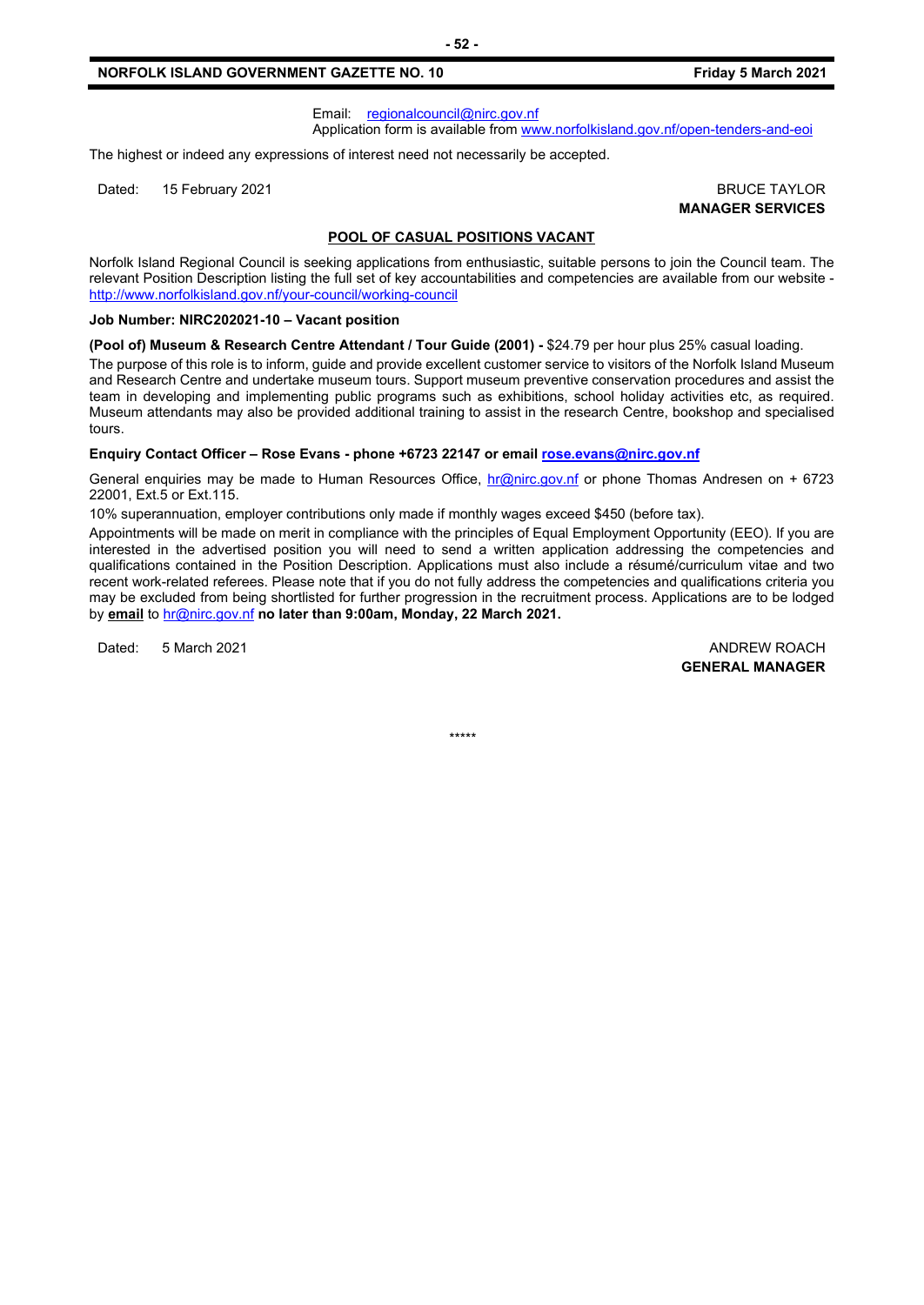Email: regionalcouncil@nirc.gov.nf
Application form is available from www.norfolkisland.gov.nf/open-tenders-and-eoi

The highest or indeed any expressions of interest need not necessarily be accepted.

Dated: 15 February 2021

BRUCE TAYLOR
**MANAGER SERVICES**

## POOL OF CASUAL POSITIONS VACANT

Norfolk Island Regional Council is seeking applications from enthusiastic, suitable persons to join the Council team. The relevant Position Description listing the full set of key accountabilities and competencies are available from our website - http://www.norfolkisland.gov.nf/your-council/working-council

**Job Number: NIRC202021-10 – Vacant position**

**(Pool of) Museum & Research Centre Attendant / Tour Guide (2001) -** $24.79 per hour plus 25% casual loading.

The purpose of this role is to inform, guide and provide excellent customer service to visitors of the Norfolk Island Museum and Research Centre and undertake museum tours. Support museum preventive conservation procedures and assist the team in developing and implementing public programs such as exhibitions, school holiday activities etc, as required. Museum attendants may also be provided additional training to assist in the research Centre, bookshop and specialised tours.

**Enquiry Contact Officer – Rose Evans - phone +6723 22147 or email rose.evans@nirc.gov.nf**

General enquiries may be made to Human Resources Office, hr@nirc.gov.nf or phone Thomas Andresen on + 6723 22001, Ext.5 or Ext.115.

10% superannuation, employer contributions only made if monthly wages exceed $450 (before tax).

Appointments will be made on merit in compliance with the principles of Equal Employment Opportunity (EEO). If you are interested in the advertised position you will need to send a written application addressing the competencies and qualifications contained in the Position Description. Applications must also include a résumé/curriculum vitae and two recent work-related referees. Please note that if you do not fully address the competencies and qualifications criteria you may be excluded from being shortlisted for further progression in the recruitment process. Applications are to be lodged by **email** to hr@nirc.gov.nf **no later than 9:00am, Monday, 22 March 2021.**

Dated: 5 March 2021

ANDREW ROACH
**GENERAL MANAGER**

*****